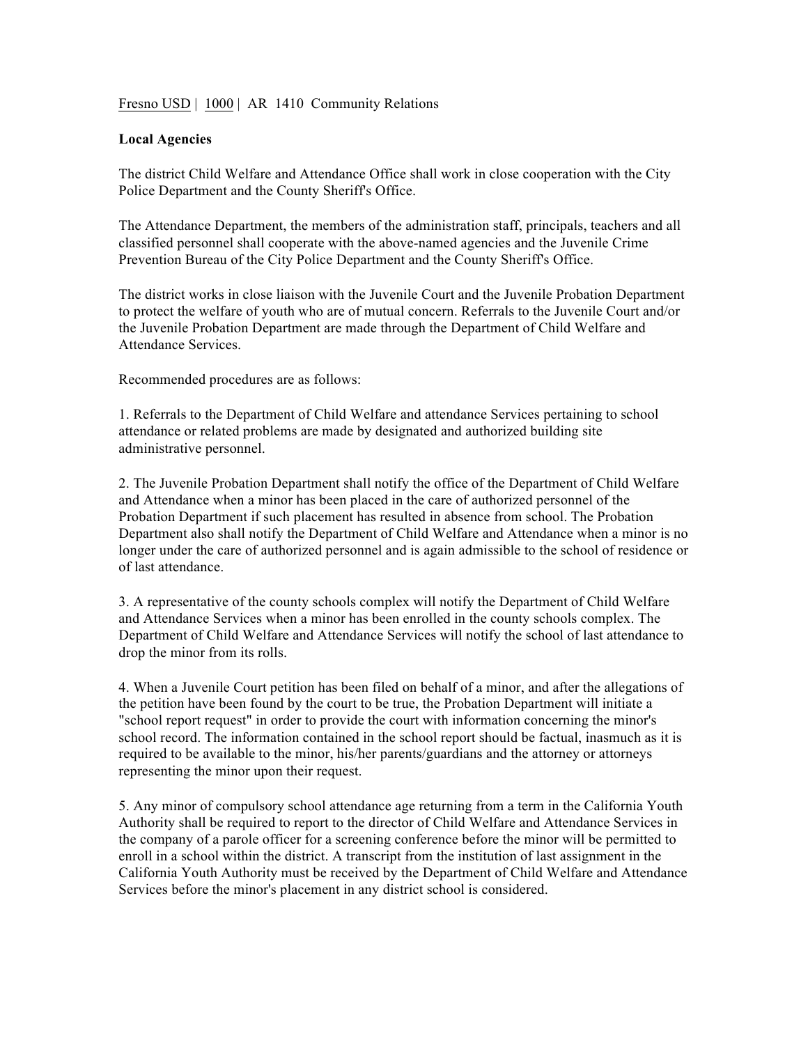Fresno USD | 1000 | AR 1410 Community Relations

**Local Agencies**

The district Child Welfare and Attendance Office shall work in close cooperation with the City Police Department and the County Sheriff's Office.

The Attendance Department, the members of the administration staff, principals, teachers and all classified personnel shall cooperate with the above-named agencies and the Juvenile Crime Prevention Bureau of the City Police Department and the County Sheriff's Office.

The district works in close liaison with the Juvenile Court and the Juvenile Probation Department to protect the welfare of youth who are of mutual concern. Referrals to the Juvenile Court and/or the Juvenile Probation Department are made through the Department of Child Welfare and Attendance Services.

Recommended procedures are as follows:

1. Referrals to the Department of Child Welfare and attendance Services pertaining to school attendance or related problems are made by designated and authorized building site administrative personnel.

2. The Juvenile Probation Department shall notify the office of the Department of Child Welfare and Attendance when a minor has been placed in the care of authorized personnel of the Probation Department if such placement has resulted in absence from school. The Probation Department also shall notify the Department of Child Welfare and Attendance when a minor is no longer under the care of authorized personnel and is again admissible to the school of residence or of last attendance.

3. A representative of the county schools complex will notify the Department of Child Welfare and Attendance Services when a minor has been enrolled in the county schools complex. The Department of Child Welfare and Attendance Services will notify the school of last attendance to drop the minor from its rolls.

4. When a Juvenile Court petition has been filed on behalf of a minor, and after the allegations of the petition have been found by the court to be true, the Probation Department will initiate a "school report request" in order to provide the court with information concerning the minor's school record. The information contained in the school report should be factual, inasmuch as it is required to be available to the minor, his/her parents/guardians and the attorney or attorneys representing the minor upon their request.

5. Any minor of compulsory school attendance age returning from a term in the California Youth Authority shall be required to report to the director of Child Welfare and Attendance Services in the company of a parole officer for a screening conference before the minor will be permitted to enroll in a school within the district. A transcript from the institution of last assignment in the California Youth Authority must be received by the Department of Child Welfare and Attendance Services before the minor's placement in any district school is considered.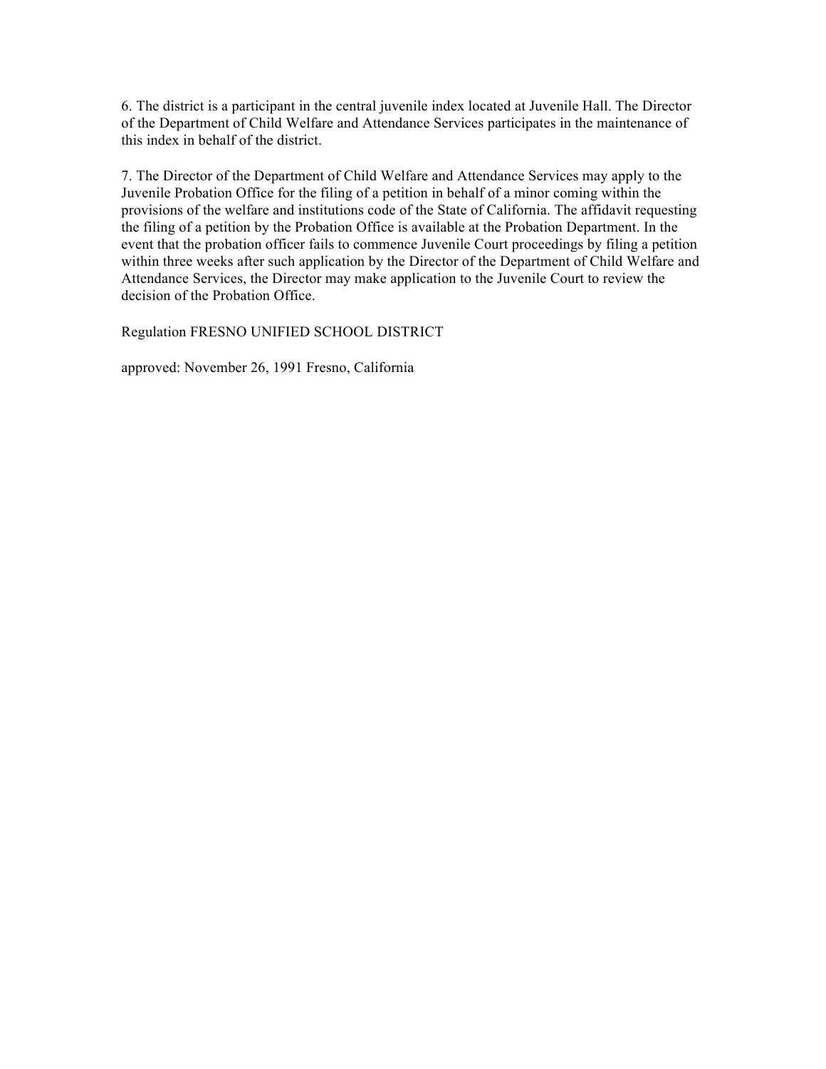6. The district is a participant in the central juvenile index located at Juvenile Hall. The Director of the Department of Child Welfare and Attendance Services participates in the maintenance of this index in behalf of the district.

7. The Director of the Department of Child Welfare and Attendance Services may apply to the Juvenile Probation Office for the filing of a petition in behalf of a minor coming within the provisions of the welfare and institutions code of the State of California. The affidavit requesting the filing of a petition by the Probation Office is available at the Probation Department. In the event that the probation officer fails to commence Juvenile Court proceedings by filing a petition within three weeks after such application by the Director of the Department of Child Welfare and Attendance Services, the Director may make application to the Juvenile Court to review the decision of the Probation Office.

Regulation FRESNO UNIFIED SCHOOL DISTRICT

approved: November 26, 1991 Fresno, California